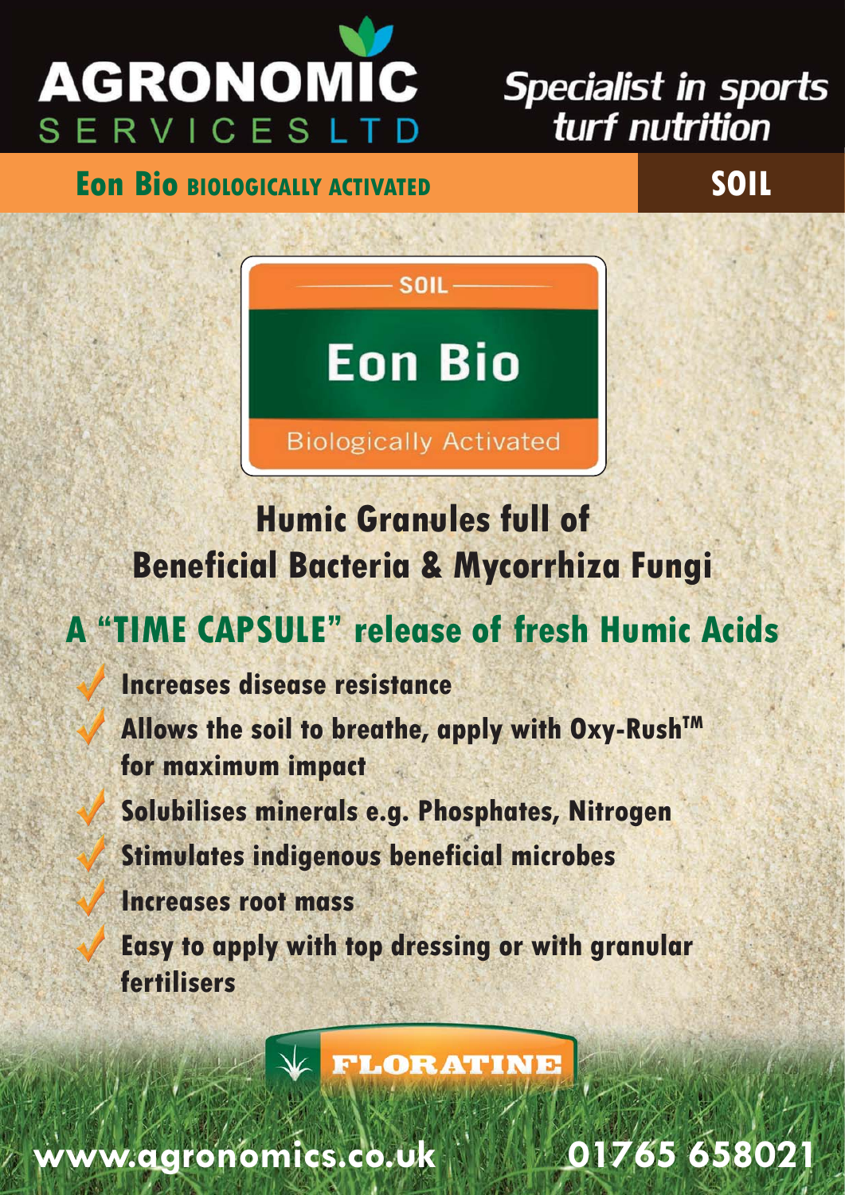# AGRONOMIC SERVICES LTD

*Specialist in sports turf nutrition*

**Eon Bio BIOLOGICALLY ACTIVATED** **SOIL**

SOIL

**Eon Bio**

Biologically Activated

## Humic Granules full of Beneficial Bacteria & Mycorrhiza Fungi

## A "TIME CAPSULE" release of fresh Humic Acids

- **Increases disease resistance**
- **Allows the soil to breathe, apply with Oxy-Rush™ for maximum impact**
- **Solubilises minerals e.g. Phosphates, Nitrogen**
- **Stimulates indigenous beneficial microbes**
- **Increases root mass**
- **Easy to apply with top dressing or with granular fertilisers**

FLORATINE

**www.agronomics.co.uk** **01765 658021**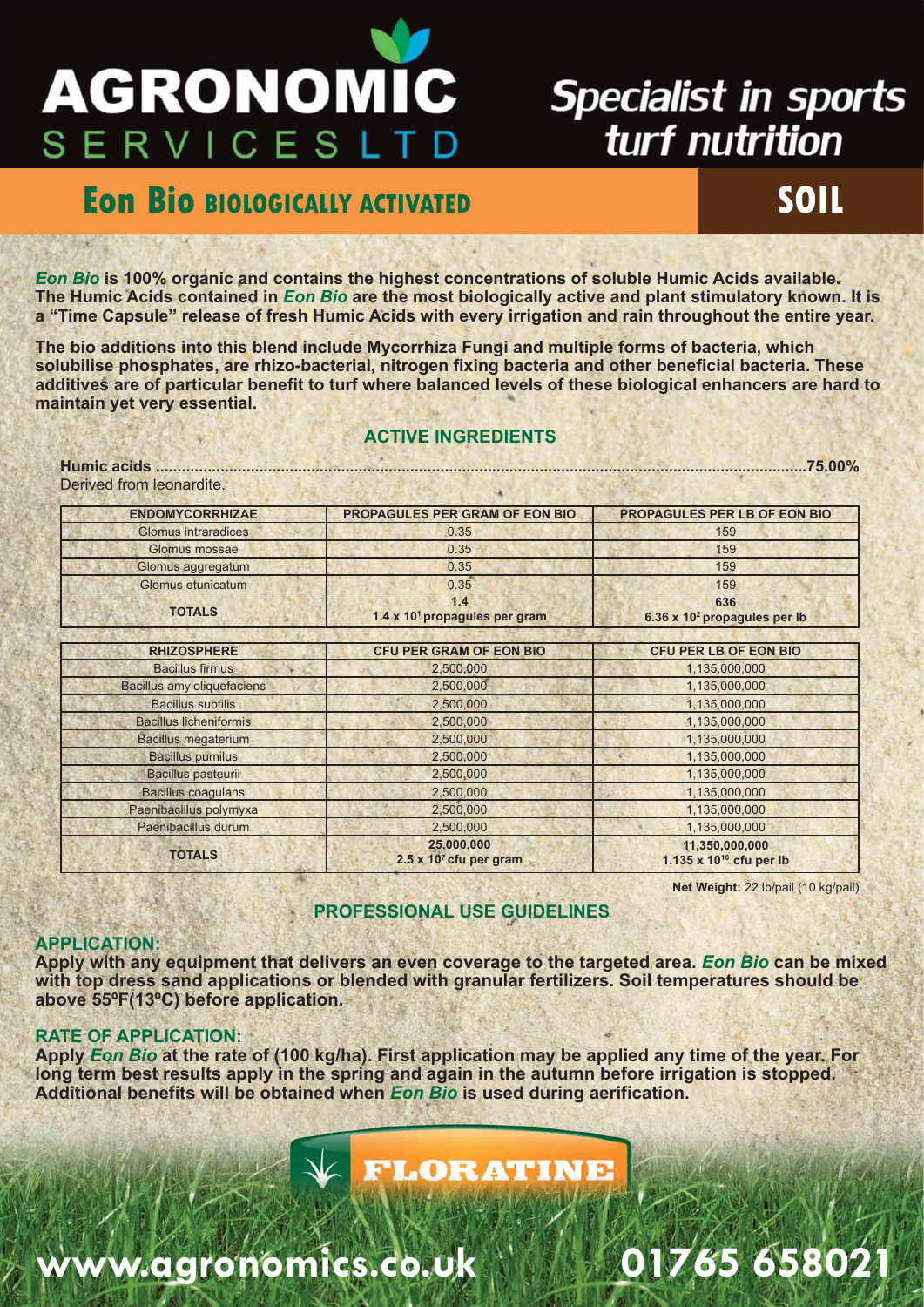# AGRONOMIC SERVICES LTD

Specialist in sports turf nutrition

## Eon Bio BIOLOGICALLY ACTIVATED SOIL

***Eon Bio*** **is 100% organic and contains the highest concentrations of soluble Humic Acids available. The Humic Acids contained in** ***Eon Bio*** **are the most biologically active and plant stimulatory known. It is a "Time Capsule" release of fresh Humic Acids with every irrigation and rain throughout the entire year.**

**The bio additions into this blend include Mycorrhiza Fungi and multiple forms of bacteria, which solubilise phosphates, are rhizo-bacterial, nitrogen fixing bacteria and other beneficial bacteria. These additives are of particular benefit to turf where balanced levels of these biological enhancers are hard to maintain yet very essential.**

### ACTIVE INGREDIENTS

**Humic acids ........................................................................................................75.00%**
Derived from leonardite.

| ENDOMYCORRHIZAE | PROPAGULES PER GRAM OF EON BIO | PROPAGULES PER LB OF EON BIO |
|---|---|---|
| Glomus intraradices | 0.35 | 159 |
| Glomus mossae | 0.35 | 159 |
| Glomus aggregatum | 0.35 | 159 |
| Glomus etunicatum | 0.35 | 159 |
| **TOTALS** | **1.4** **$1.4 \times 10^1$ propagules per gram** | **636** **$6.36 \times 10^2$ propagules per lb** |

| RHIZOSPHERE | CFU PER GRAM OF EON BIO | CFU PER LB OF EON BIO |
|---|---|---|
| Bacillus firmus | 2,500,000 | 1,135,000,000 |
| Bacillus amyloliquefaciens | 2,500,000 | 1,135,000,000 |
| Bacillus subtilis | 2,500,000 | 1,135,000,000 |
| Bacillus licheniformis | 2,500,000 | 1,135,000,000 |
| Bacillus megaterium | 2,500,000 | 1,135,000,000 |
| Bacillus pumilus | 2,500,000 | 1,135,000,000 |
| Bacillus pasteurii | 2,500,000 | 1,135,000,000 |
| Bacillus coagulans | 2,500,000 | 1,135,000,000 |
| Paenibacillus polymyxa | 2,500,000 | 1,135,000,000 |
| Paenibacillus durum | 2,500,000 | 1,135,000,000 |
| **TOTALS** | **25,000,000** **$2.5 \times 10^7$ cfu per gram** | **11,350,000,000** **$1.135 \times 10^{10}$ cfu per lb** |

**Net Weight:** 22 lb/pail (10 kg/pail)

### PROFESSIONAL USE GUIDELINES

**APPLICATION:**
**Apply with any equipment that delivers an even coverage to the targeted area.** ***Eon Bio*** **can be mixed with top dress sand applications or blended with granular fertilizers. Soil temperatures should be above 55ºF(13ºC) before application.**

**RATE OF APPLICATION:**
**Apply** ***Eon Bio*** **at the rate of (100 kg/ha). First application may be applied any time of the year. For long term best results apply in the spring and again in the autumn before irrigation is stopped. Additional benefits will be obtained when** ***Eon Bio*** **is used during aerification.**

FLORATINE

www.agronomics.co.uk 01765 658021